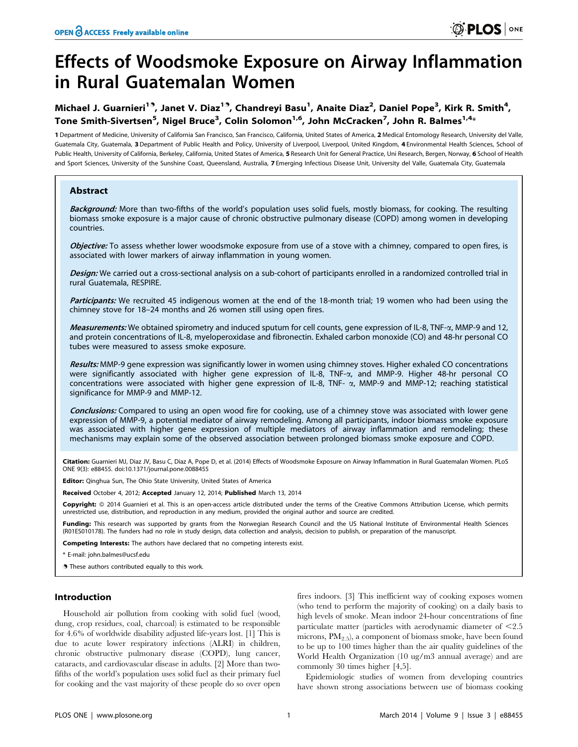# Effects of Woodsmoke Exposure on Airway Inflammation in Rural Guatemalan Women

**Michael J. Guarnieri[1]¶, Janet V. Diaz[1]¶, Chandreyi Basu[1], Anaite Diaz[2], Daniel Pope[3], Kirk R. Smith[4], Tone Smith-Sivertsen[5], Nigel Bruce[3], Colin Solomon[1,6], John McCracken[7], John R. Balmes[1,4]***

**1** Department of Medicine, University of California San Francisco, San Francisco, California, United States of America, **2** Medical Entomology Research, University del Valle, Guatemala City, Guatemala, **3** Department of Public Health and Policy, University of Liverpool, Liverpool, United Kingdom, **4** Environmental Health Sciences, School of Public Health, University of California, Berkeley, California, United States of America, **5** Research Unit for General Practice, Uni Research, Bergen, Norway, **6** School of Health and Sport Sciences, University of the Sunshine Coast, Queensland, Australia, **7** Emerging Infectious Disease Unit, University del Valle, Guatemala City, Guatemala

## Abstract

***Background:*** More than two-fifths of the world's population uses solid fuels, mostly biomass, for cooking. The resulting biomass smoke exposure is a major cause of chronic obstructive pulmonary disease (COPD) among women in developing countries.

***Objective:*** To assess whether lower woodsmoke exposure from use of a stove with a chimney, compared to open fires, is associated with lower markers of airway inflammation in young women.

***Design:*** We carried out a cross-sectional analysis on a sub-cohort of participants enrolled in a randomized controlled trial in rural Guatemala, RESPIRE.

***Participants:*** We recruited 45 indigenous women at the end of the 18-month trial; 19 women who had been using the chimney stove for 18–24 months and 26 women still using open fires.

***Measurements:*** We obtained spirometry and induced sputum for cell counts, gene expression of IL-8, TNF-$\alpha$, MMP-9 and 12, and protein concentrations of IL-8, myeloperoxidase and fibronectin. Exhaled carbon monoxide (CO) and 48-hr personal CO tubes were measured to assess smoke exposure.

***Results:*** MMP-9 gene expression was significantly lower in women using chimney stoves. Higher exhaled CO concentrations were significantly associated with higher gene expression of IL-8, TNF-$\alpha$, and MMP-9. Higher 48-hr personal CO concentrations were associated with higher gene expression of IL-8, TNF- $\alpha$, MMP-9 and MMP-12; reaching statistical significance for MMP-9 and MMP-12.

***Conclusions:*** Compared to using an open wood fire for cooking, use of a chimney stove was associated with lower gene expression of MMP-9, a potential mediator of airway remodeling. Among all participants, indoor biomass smoke exposure was associated with higher gene expression of multiple mediators of airway inflammation and remodeling; these mechanisms may explain some of the observed association between prolonged biomass smoke exposure and COPD.

**Citation:** Guarnieri MJ, Diaz JV, Basu C, Diaz A, Pope D, et al. (2014) Effects of Woodsmoke Exposure on Airway Inflammation in Rural Guatemalan Women. PLoS ONE 9(3): e88455. doi:10.1371/journal.pone.0088455

**Editor:** Qinghua Sun, The Ohio State University, United States of America

**Received** October 4, 2012; **Accepted** January 12, 2014; **Published** March 13, 2014

**Copyright:** © 2014 Guarnieri et al. This is an open-access article distributed under the terms of the Creative Commons Attribution License, which permits unrestricted use, distribution, and reproduction in any medium, provided the original author and source are credited.

**Funding:** This research was supported by grants from the Norwegian Research Council and the US National Institute of Environmental Health Sciences (R01ES010178). The funders had no role in study design, data collection and analysis, decision to publish, or preparation of the manuscript.

**Competing Interests:** The authors have declared that no competing interests exist.

\* E-mail: john.balmes@ucsf.edu

¶ These authors contributed equally to this work.

## Introduction

Household air pollution from cooking with solid fuel (wood, dung, crop residues, coal, charcoal) is estimated to be responsible for 4.6% of worldwide disability adjusted life-years lost. [1] This is due to acute lower respiratory infections (ALRI) in children, chronic obstructive pulmonary disease (COPD), lung cancer, cataracts, and cardiovascular disease in adults. [2] More than two-fifths of the world's population uses solid fuel as their primary fuel for cooking and the vast majority of these people do so over open fires indoors. [3] This inefficient way of cooking exposes women (who tend to perform the majority of cooking) on a daily basis to high levels of smoke. Mean indoor 24-hour concentrations of fine particulate matter (particles with aerodynamic diameter of <2.5 microns, $PM_{2.5}$), a component of biomass smoke, have been found to be up to 100 times higher than the air quality guidelines of the World Health Organization (10 ug/m3 annual average) and are commonly 30 times higher [4,5].

Epidemiologic studies of women from developing countries have shown strong associations between use of biomass cooking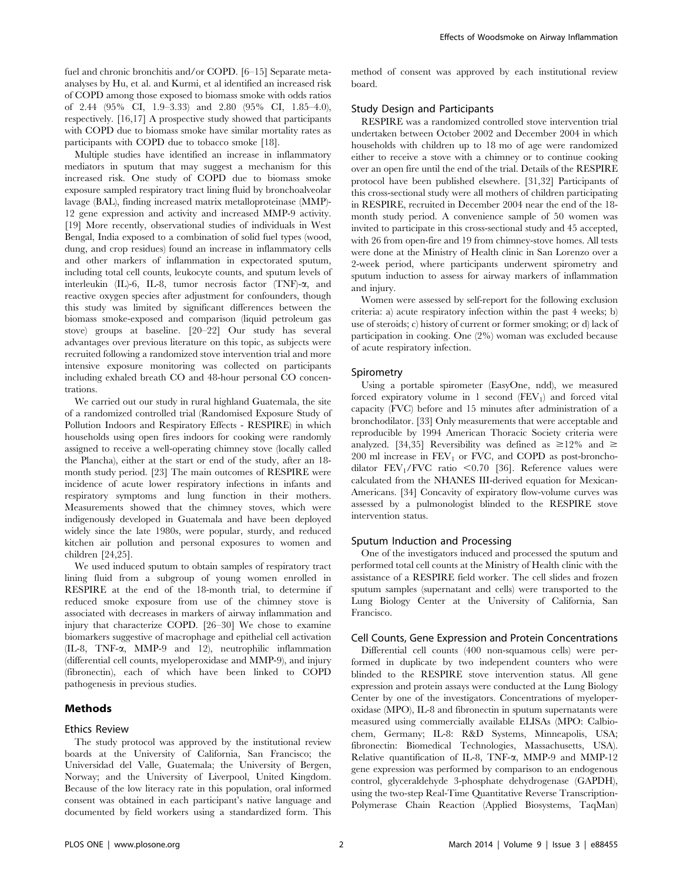fuel and chronic bronchitis and/or COPD. [6–15] Separate meta-analyses by Hu, et al. and Kurmi, et al identified an increased risk of COPD among those exposed to biomass smoke with odds ratios of 2.44 (95% CI, 1.9–3.33) and 2.80 (95% CI, 1.85–4.0), respectively. [16,17] A prospective study showed that participants with COPD due to biomass smoke have similar mortality rates as participants with COPD due to tobacco smoke [18].

Multiple studies have identified an increase in inflammatory mediators in sputum that may suggest a mechanism for this increased risk. One study of COPD due to biomass smoke exposure sampled respiratory tract lining fluid by bronchoalveolar lavage (BAL), finding increased matrix metalloproteinase (MMP)-12 gene expression and activity and increased MMP-9 activity. [19] More recently, observational studies of individuals in West Bengal, India exposed to a combination of solid fuel types (wood, dung, and crop residues) found an increase in inflammatory cells and other markers of inflammation in expectorated sputum, including total cell counts, leukocyte counts, and sputum levels of interleukin (IL)-6, IL-8, tumor necrosis factor (TNF)-α, and reactive oxygen species after adjustment for confounders, though this study was limited by significant differences between the biomass smoke-exposed and comparison (liquid petroleum gas stove) groups at baseline. [20–22] Our study has several advantages over previous literature on this topic, as subjects were recruited following a randomized stove intervention trial and more intensive exposure monitoring was collected on participants including exhaled breath CO and 48-hour personal CO concentrations.

We carried out our study in rural highland Guatemala, the site of a randomized controlled trial (Randomised Exposure Study of Pollution Indoors and Respiratory Effects - RESPIRE) in which households using open fires indoors for cooking were randomly assigned to receive a well-operating chimney stove (locally called the Plancha), either at the start or end of the study, after an 18-month study period. [23] The main outcomes of RESPIRE were incidence of acute lower respiratory infections in infants and respiratory symptoms and lung function in their mothers. Measurements showed that the chimney stoves, which were indigenously developed in Guatemala and have been deployed widely since the late 1980s, were popular, sturdy, and reduced kitchen air pollution and personal exposures to women and children [24,25].

We used induced sputum to obtain samples of respiratory tract lining fluid from a subgroup of young women enrolled in RESPIRE at the end of the 18-month trial, to determine if reduced smoke exposure from use of the chimney stove is associated with decreases in markers of airway inflammation and injury that characterize COPD. [26–30] We chose to examine biomarkers suggestive of macrophage and epithelial cell activation (IL-8, TNF-α, MMP-9 and 12), neutrophilic inflammation (differential cell counts, myeloperoxidase and MMP-9), and injury (fibronectin), each of which have been linked to COPD pathogenesis in previous studies.

## Methods

### Ethics Review

The study protocol was approved by the institutional review boards at the University of California, San Francisco; the Universidad del Valle, Guatemala; the University of Bergen, Norway; and the University of Liverpool, United Kingdom. Because of the low literacy rate in this population, oral informed consent was obtained in each participant's native language and documented by field workers using a standardized form. This method of consent was approved by each institutional review board.

### Study Design and Participants

RESPIRE was a randomized controlled stove intervention trial undertaken between October 2002 and December 2004 in which households with children up to 18 mo of age were randomized either to receive a stove with a chimney or to continue cooking over an open fire until the end of the trial. Details of the RESPIRE protocol have been published elsewhere. [31,32] Participants of this cross-sectional study were all mothers of children participating in RESPIRE, recruited in December 2004 near the end of the 18-month study period. A convenience sample of 50 women was invited to participate in this cross-sectional study and 45 accepted, with 26 from open-fire and 19 from chimney-stove homes. All tests were done at the Ministry of Health clinic in San Lorenzo over a 2-week period, where participants underwent spirometry and sputum induction to assess for airway markers of inflammation and injury.

Women were assessed by self-report for the following exclusion criteria: a) acute respiratory infection within the past 4 weeks; b) use of steroids; c) history of current or former smoking; or d) lack of participation in cooking. One (2%) woman was excluded because of acute respiratory infection.

### Spirometry

Using a portable spirometer (EasyOne, ndd), we measured forced expiratory volume in 1 second ($FEV_1$) and forced vital capacity (FVC) before and 15 minutes after administration of a bronchodilator. [33] Only measurements that were acceptable and reproducible by 1994 American Thoracic Society criteria were analyzed. [34,35] Reversibility was defined as $\geq$12% and $\geq$ 200 ml increase in $FEV_1$ or FVC, and COPD as post-bronchodilator $FEV_1$/FVC ratio $<$0.70 [36]. Reference values were calculated from the NHANES III-derived equation for Mexican-Americans. [34] Concavity of expiratory flow-volume curves was assessed by a pulmonologist blinded to the RESPIRE stove intervention status.

### Sputum Induction and Processing

One of the investigators induced and processed the sputum and performed total cell counts at the Ministry of Health clinic with the assistance of a RESPIRE field worker. The cell slides and frozen sputum samples (supernatant and cells) were transported to the Lung Biology Center at the University of California, San Francisco.

### Cell Counts, Gene Expression and Protein Concentrations

Differential cell counts (400 non-squamous cells) were performed in duplicate by two independent counters who were blinded to the RESPIRE stove intervention status. All gene expression and protein assays were conducted at the Lung Biology Center by one of the investigators. Concentrations of myeloperoxidase (MPO), IL-8 and fibronectin in sputum supernatants were measured using commercially available ELISAs (MPO: Calbiochem, Germany; IL-8: R&D Systems, Minneapolis, USA; fibronectin: Biomedical Technologies, Massachusetts, USA). Relative quantification of IL-8, TNF-α, MMP-9 and MMP-12 gene expression was performed by comparison to an endogenous control, glyceraldehyde 3-phosphate dehydrogenase (GAPDH), using the two-step Real-Time Quantitative Reverse Transcription-Polymerase Chain Reaction (Applied Biosystems, TaqMan)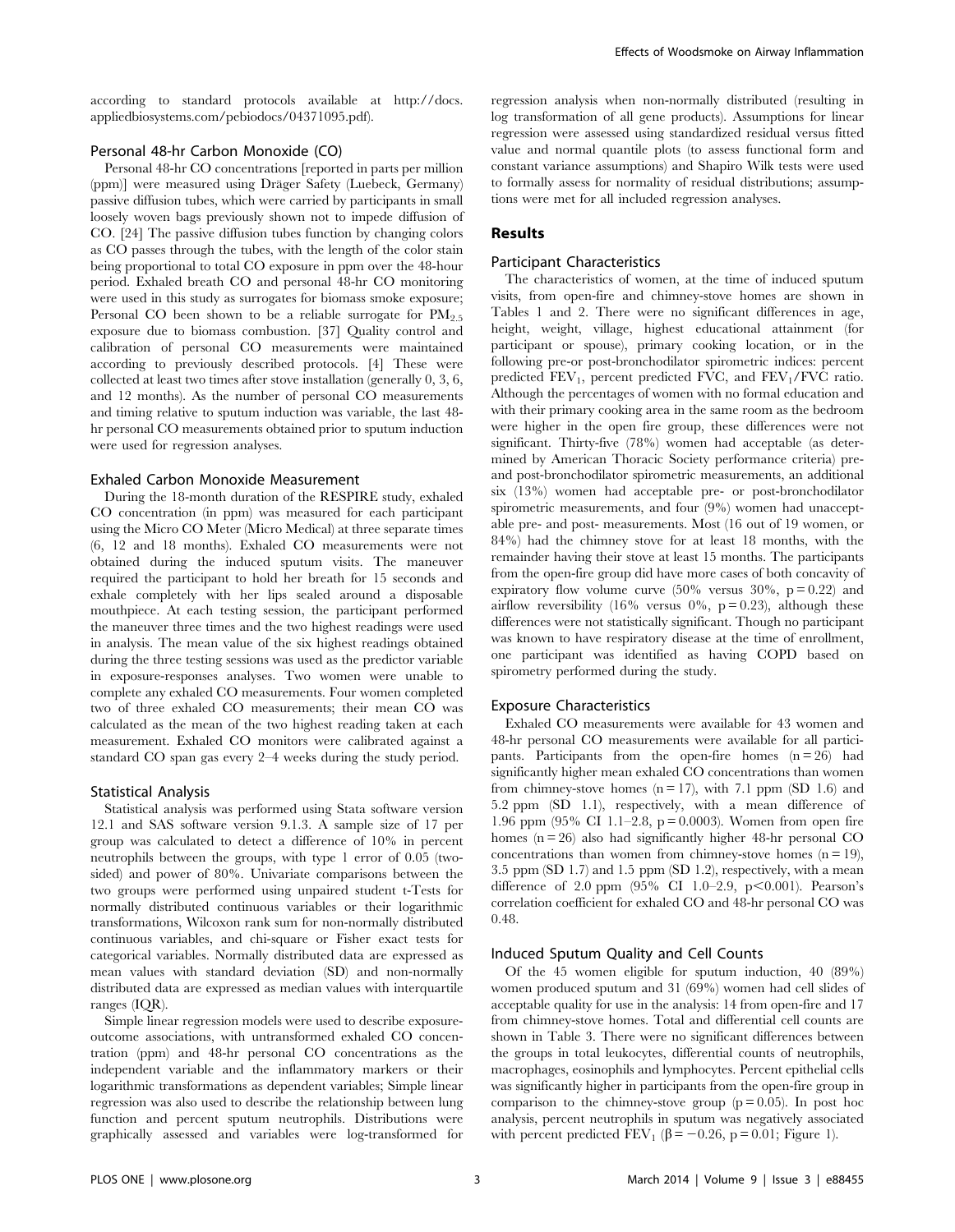according to standard protocols available at http://docs.appliedbiosystems.com/pebiodocs/04371095.pdf).

### Personal 48-hr Carbon Monoxide (CO)

Personal 48-hr CO concentrations [reported in parts per million (ppm)] were measured using Dräger Safety (Luebeck, Germany) passive diffusion tubes, which were carried by participants in small loosely woven bags previously shown not to impede diffusion of CO. [24] The passive diffusion tubes function by changing colors as CO passes through the tubes, with the length of the color stain being proportional to total CO exposure in ppm over the 48-hour period. Exhaled breath CO and personal 48-hr CO monitoring were used in this study as surrogates for biomass smoke exposure; Personal CO been shown to be a reliable surrogate for $PM_{2.5}$ exposure due to biomass combustion. [37] Quality control and calibration of personal CO measurements were maintained according to previously described protocols. [4] These were collected at least two times after stove installation (generally 0, 3, 6, and 12 months). As the number of personal CO measurements and timing relative to sputum induction was variable, the last 48-hr personal CO measurements obtained prior to sputum induction were used for regression analyses.

### Exhaled Carbon Monoxide Measurement

During the 18-month duration of the RESPIRE study, exhaled CO concentration (in ppm) was measured for each participant using the Micro CO Meter (Micro Medical) at three separate times (6, 12 and 18 months). Exhaled CO measurements were not obtained during the induced sputum visits. The maneuver required the participant to hold her breath for 15 seconds and exhale completely with her lips sealed around a disposable mouthpiece. At each testing session, the participant performed the maneuver three times and the two highest readings were used in analysis. The mean value of the six highest readings obtained during the three testing sessions was used as the predictor variable in exposure-responses analyses. Two women were unable to complete any exhaled CO measurements. Four women completed two of three exhaled CO measurements; their mean CO was calculated as the mean of the two highest reading taken at each measurement. Exhaled CO monitors were calibrated against a standard CO span gas every 2–4 weeks during the study period.

### Statistical Analysis

Statistical analysis was performed using Stata software version 12.1 and SAS software version 9.1.3. A sample size of 17 per group was calculated to detect a difference of 10% in percent neutrophils between the groups, with type 1 error of 0.05 (two-sided) and power of 80%. Univariate comparisons between the two groups were performed using unpaired student t-Tests for normally distributed continuous variables or their logarithmic transformations, Wilcoxon rank sum for non-normally distributed continuous variables, and chi-square or Fisher exact tests for categorical variables. Normally distributed data are expressed as mean values with standard deviation (SD) and non-normally distributed data are expressed as median values with interquartile ranges (IQR).

Simple linear regression models were used to describe exposure-outcome associations, with untransformed exhaled CO concentration (ppm) and 48-hr personal CO concentrations as the independent variable and the inflammatory markers or their logarithmic transformations as dependent variables; Simple linear regression was also used to describe the relationship between lung function and percent sputum neutrophils. Distributions were graphically assessed and variables were log-transformed for regression analysis when non-normally distributed (resulting in log transformation of all gene products). Assumptions for linear regression were assessed using standardized residual versus fitted value and normal quantile plots (to assess functional form and constant variance assumptions) and Shapiro Wilk tests were used to formally assess for normality of residual distributions; assumptions were met for all included regression analyses.

## Results

### Participant Characteristics

The characteristics of women, at the time of induced sputum visits, from open-fire and chimney-stove homes are shown in Tables 1 and 2. There were no significant differences in age, height, weight, village, highest educational attainment (for participant or spouse), primary cooking location, or in the following pre-or post-bronchodilator spirometric indices: percent predicted $FEV_1$, percent predicted FVC, and $FEV_1$/FVC ratio. Although the percentages of women with no formal education and with their primary cooking area in the same room as the bedroom were higher in the open fire group, these differences were not significant. Thirty-five (78%) women had acceptable (as determined by American Thoracic Society performance criteria) pre- and post-bronchodilator spirometric measurements, an additional six (13%) women had acceptable pre- or post-bronchodilator spirometric measurements, and four (9%) women had unacceptable pre- and post- measurements. Most (16 out of 19 women, or 84%) had the chimney stove for at least 18 months, with the remainder having their stove at least 15 months. The participants from the open-fire group did have more cases of both concavity of expiratory flow volume curve (50% versus 30%, $p = 0.22$) and airflow reversibility (16% versus 0%, $p = 0.23$), although these differences were not statistically significant. Though no participant was known to have respiratory disease at the time of enrollment, one participant was identified as having COPD based on spirometry performed during the study.

### Exposure Characteristics

Exhaled CO measurements were available for 43 women and 48-hr personal CO measurements were available for all participants. Participants from the open-fire homes ($n = 26$) had significantly higher mean exhaled CO concentrations than women from chimney-stove homes ($n = 17$), with 7.1 ppm (SD 1.6) and 5.2 ppm (SD 1.1), respectively, with a mean difference of 1.96 ppm (95% CI 1.1–2.8, $p = 0.0003$). Women from open fire homes ($n = 26$) also had significantly higher 48-hr personal CO concentrations than women from chimney-stove homes ($n = 19$), 3.5 ppm (SD 1.7) and 1.5 ppm (SD 1.2), respectively, with a mean difference of 2.0 ppm (95% CI 1.0–2.9, $p < 0.001$). Pearson's correlation coefficient for exhaled CO and 48-hr personal CO was 0.48.

### Induced Sputum Quality and Cell Counts

Of the 45 women eligible for sputum induction, 40 (89%) women produced sputum and 31 (69%) women had cell slides of acceptable quality for use in the analysis: 14 from open-fire and 17 from chimney-stove homes. Total and differential cell counts are shown in Table 3. There were no significant differences between the groups in total leukocytes, differential counts of neutrophils, macrophages, eosinophils and lymphocytes. Percent epithelial cells was significantly higher in participants from the open-fire group in comparison to the chimney-stove group ($p = 0.05$). In post hoc analysis, percent neutrophils in sputum was negatively associated with percent predicted $FEV_1$ ($\beta = -0.26$, $p = 0.01$; Figure 1).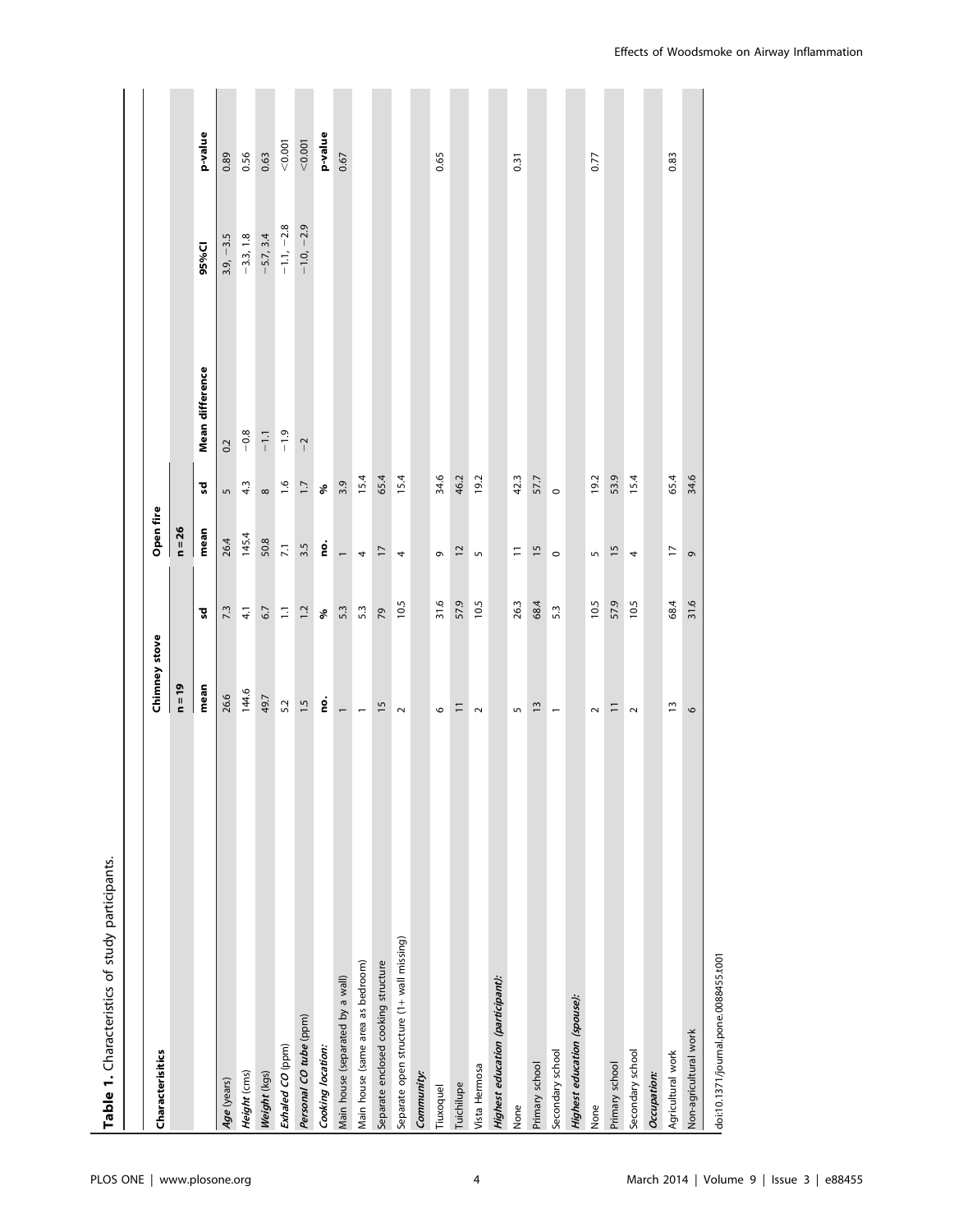**Table 1.** Characteristics of study participants.

| Characterisitics | Chimney stove | | Open fire | | | | |
|---|---|---|---|---|---|---|---|
| | n = 19 | | n = 26 | | | | |
| | mean | sd | mean | sd | Mean difference | 95%CI | p-value |
| ***Age*** (years) | 26.6 | 7.3 | 26.4 | 5 | 0.2 | 3.9, −3.5 | 0.89 |
| ***Height*** (cms) | 144.6 | 4.1 | 145.4 | 4.3 | −0.8 | −3.3, 1.8 | 0.56 |
| ***Weight*** (kgs) | 49.7 | 6.7 | 50.8 | 8 | −1.1 | −5.7, 3.4 | 0.63 |
| ***Exhaled CO*** (ppm) | 5.2 | 1.1 | 7.1 | 1.6 | −1.9 | −1.1, −2.8 | <0.001 |
| ***Personal CO tube*** (ppm) | 1.5 | 1.2 | 3.5 | 1.7 | −2 | −1.0, −2.9 | <0.001 |
| ***Cooking location:*** | no. | % | no. | % | | | p-value |
| Main house (separated by a wall) | 1 | 5.3 | 1 | 3.9 | | | 0.67 |
| Main house (same area as bedroom) | 1 | 5.3 | 4 | 15.4 | | | |
| Separate enclosed cooking structure | 15 | 79 | 17 | 65.4 | | | |
| Separate open structure (1+ wall missing) | 2 | 10.5 | 4 | 15.4 | | | |
| ***Community:*** | | | | | | | |
| Tiuxoquel | 6 | 31.6 | 9 | 34.6 | | | 0.65 |
| Tuichilupe | 11 | 57.9 | 12 | 46.2 | | | |
| Vista Hermosa | 2 | 10.5 | 5 | 19.2 | | | |
| ***Highest education (participant):*** | | | | | | | |
| None | 5 | 26.3 | 11 | 42.3 | | | 0.31 |
| Primary school | 13 | 68.4 | 15 | 57.7 | | | |
| Secondary school | 1 | 5.3 | 0 | 0 | | | |
| ***Highest education (spouse):*** | | | | | | | |
| None | 2 | 10.5 | 5 | 19.2 | | | 0.77 |
| Primary school | 11 | 57.9 | 15 | 53.9 | | | |
| Secondary school | 2 | 10.5 | 4 | 15.4 | | | |
| ***Occupation:*** | | | | | | | |
| Agricultural work | 13 | 68.4 | 17 | 65.4 | | | 0.83 |
| Non-agricultural work | 6 | 31.6 | 9 | 34.6 | | | |

doi:10.1371/journal.pone.0088455.t001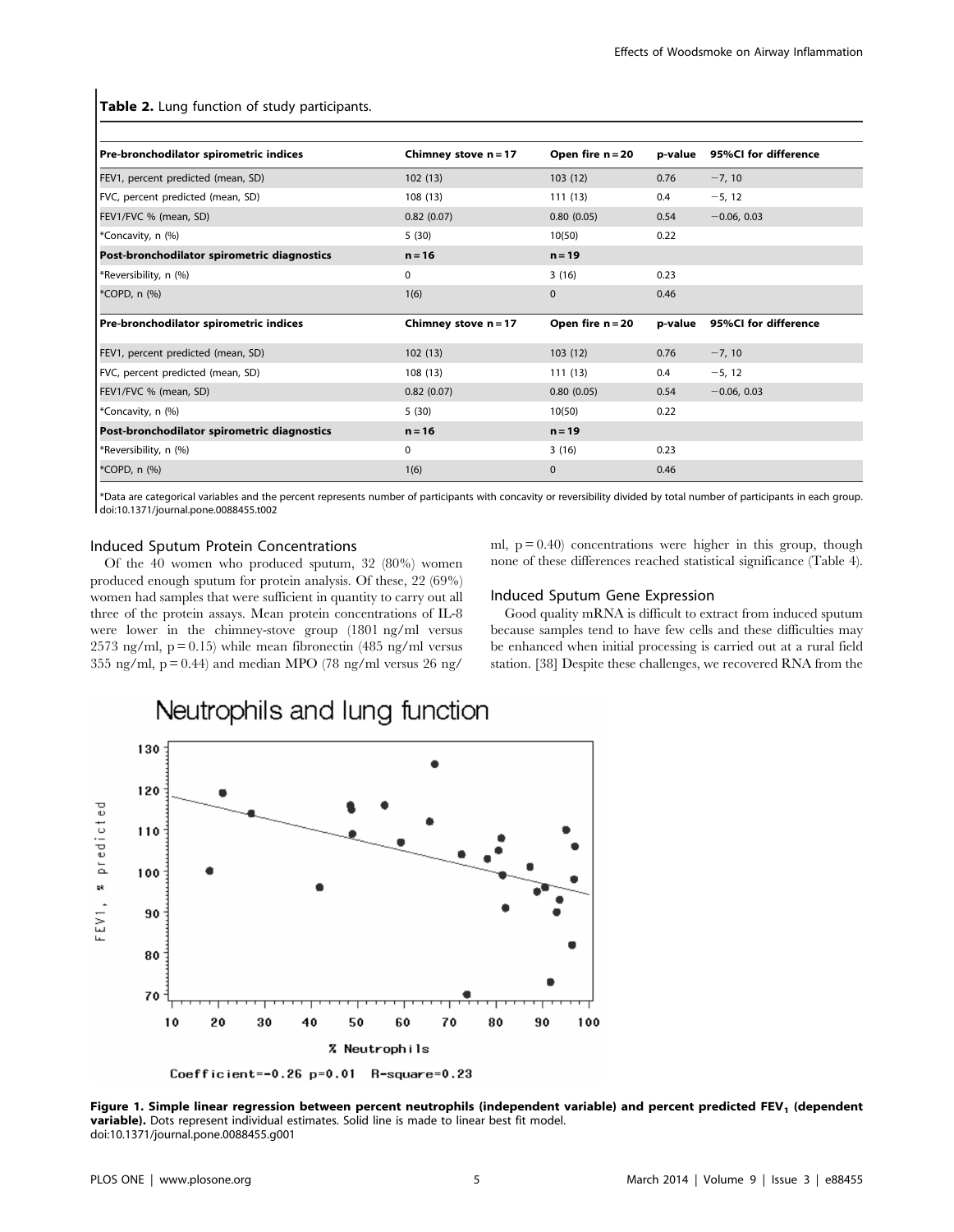**Table 2.** Lung function of study participants.

| Pre-bronchodilator spirometric indices | Chimney stove n = 17 | Open fire n = 20 | p-value | 95%CI for difference |
|---|---|---|---|---|
| FEV1, percent predicted (mean, SD) | 102 (13) | 103 (12) | 0.76 | −7, 10 |
| FVC, percent predicted (mean, SD) | 108 (13) | 111 (13) | 0.4 | −5, 12 |
| FEV1/FVC % (mean, SD) | 0.82 (0.07) | 0.80 (0.05) | 0.54 | −0.06, 0.03 |
| *Concavity, n (%) | 5 (30) | 10(50) | 0.22 | |
| **Post-bronchodilator spirometric diagnostics** | **n = 16** | **n = 19** | | |
| *Reversibility, n (%) | 0 | 3 (16) | 0.23 | |
| *COPD, n (%) | 1(6) | 0 | 0.46 | |
| **Pre-bronchodilator spirometric indices** | **Chimney stove n = 17** | **Open fire n = 20** | **p-value** | **95%CI for difference** |
| FEV1, percent predicted (mean, SD) | 102 (13) | 103 (12) | 0.76 | −7, 10 |
| FVC, percent predicted (mean, SD) | 108 (13) | 111 (13) | 0.4 | −5, 12 |
| FEV1/FVC % (mean, SD) | 0.82 (0.07) | 0.80 (0.05) | 0.54 | −0.06, 0.03 |
| *Concavity, n (%) | 5 (30) | 10(50) | 0.22 | |
| **Post-bronchodilator spirometric diagnostics** | **n = 16** | **n = 19** | | |
| *Reversibility, n (%) | 0 | 3 (16) | 0.23 | |
| *COPD, n (%) | 1(6) | 0 | 0.46 | |

*Data are categorical variables and the percent represents number of participants with concavity or reversibility divided by total number of participants in each group.
doi:10.1371/journal.pone.0088455.t002

### Induced Sputum Protein Concentrations

Of the 40 women who produced sputum, 32 (80%) women produced enough sputum for protein analysis. Of these, 22 (69%) women had samples that were sufficient in quantity to carry out all three of the protein assays. Mean protein concentrations of IL-8 were lower in the chimney-stove group (1801 ng/ml versus 2573 ng/ml, $p = 0.15$) while mean fibronectin (485 ng/ml versus 355 ng/ml, $p = 0.44$) and median MPO (78 ng/ml versus 26 ng/ml, $p = 0.40$) concentrations were higher in this group, though none of these differences reached statistical significance (Table 4).

### Induced Sputum Gene Expression

Good quality mRNA is difficult to extract from induced sputum because samples tend to have few cells and these difficulties may be enhanced when initial processing is carried out at a rural field station. [38] Despite these challenges, we recovered RNA from the

**Figure 1. Simple linear regression between percent neutrophils (independent variable) and percent predicted $FEV_1$ (dependent variable).** Dots represent individual estimates. Solid line is made to linear best fit model.
doi:10.1371/journal.pone.0088455.g001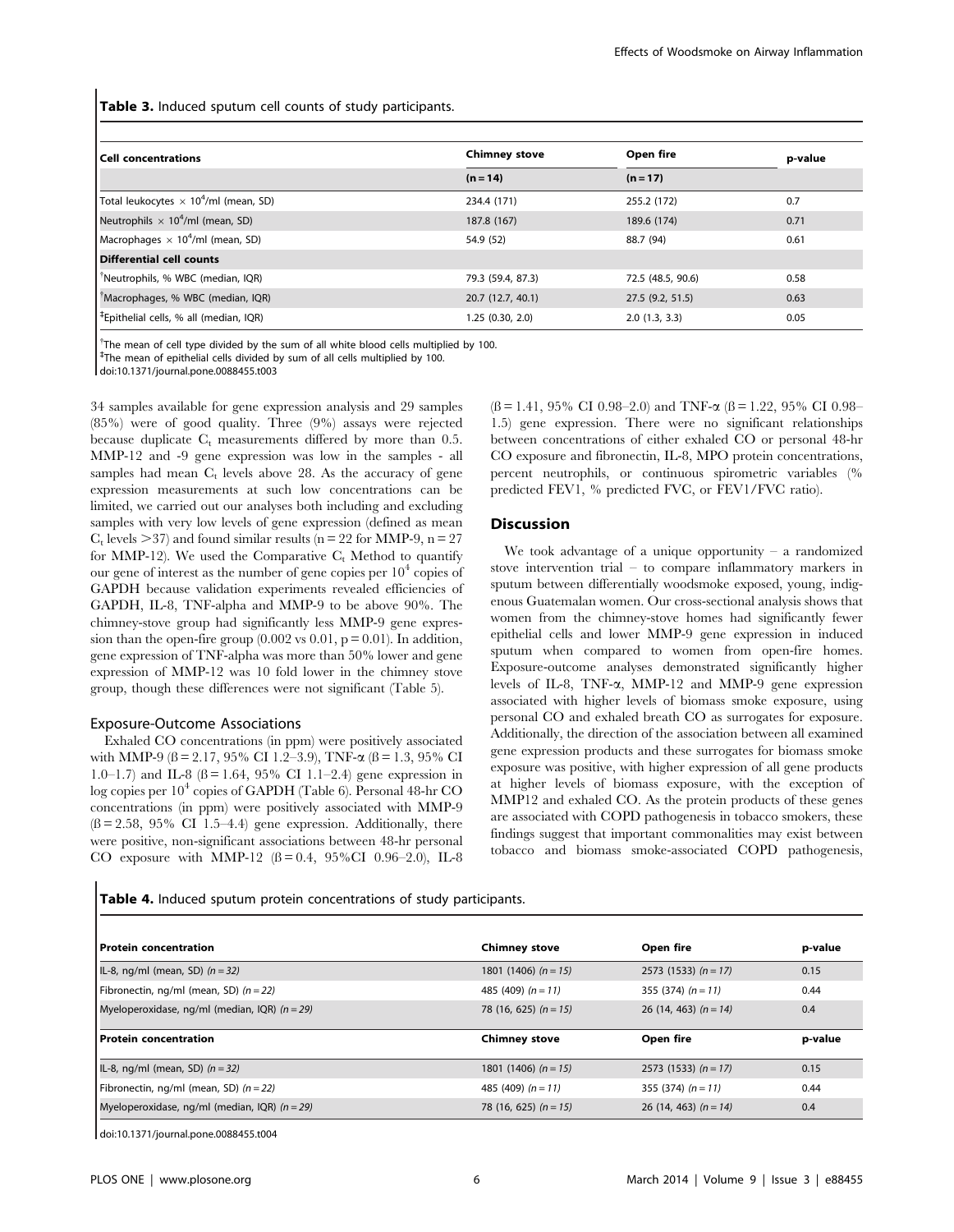**Table 3.** Induced sputum cell counts of study participants.

| Cell concentrations | Chimney stove | Open fire | p-value |
|---|---|---|---|
| | (n = 14) | (n = 17) | |
| Total leukocytes × $10^4$/ml (mean, SD) | 234.4 (171) | 255.2 (172) | 0.7 |
| Neutrophils × $10^4$/ml (mean, SD) | 187.8 (167) | 189.6 (174) | 0.71 |
| Macrophages × $10^4$/ml (mean, SD) | 54.9 (52) | 88.7 (94) | 0.61 |
| **Differential cell counts** | | | |
| †Neutrophils, % WBC (median, IQR) | 79.3 (59.4, 87.3) | 72.5 (48.5, 90.6) | 0.58 |
| †Macrophages, % WBC (median, IQR) | 20.7 (12.7, 40.1) | 27.5 (9.2, 51.5) | 0.63 |
| ‡Epithelial cells, % all (median, IQR) | 1.25 (0.30, 2.0) | 2.0 (1.3, 3.3) | 0.05 |

†The mean of cell type divided by the sum of all white blood cells multiplied by 100.
‡The mean of epithelial cells divided by sum of all cells multiplied by 100.
doi:10.1371/journal.pone.0088455.t003

34 samples available for gene expression analysis and 29 samples (85%) were of good quality. Three (9%) assays were rejected because duplicate $C_t$ measurements differed by more than 0.5. MMP-12 and -9 gene expression was low in the samples - all samples had mean $C_t$ levels above 28. As the accuracy of gene expression measurements at such low concentrations can be limited, we carried out our analyses both including and excluding samples with very low levels of gene expression (defined as mean $C_t$ levels >37) and found similar results (n = 22 for MMP-9, n = 27 for MMP-12). We used the Comparative $C_t$ Method to quantify our gene of interest as the number of gene copies per $10^4$ copies of GAPDH because validation experiments revealed efficiencies of GAPDH, IL-8, TNF-alpha and MMP-9 to be above 90%. The chimney-stove group had significantly less MMP-9 gene expression than the open-fire group (0.002 vs 0.01, p = 0.01). In addition, gene expression of TNF-alpha was more than 50% lower and gene expression of MMP-12 was 10 fold lower in the chimney stove group, though these differences were not significant (Table 5).

### Exposure-Outcome Associations

Exhaled CO concentrations (in ppm) were positively associated with MMP-9 (ß = 2.17, 95% CI 1.2–3.9), TNF-α (ß = 1.3, 95% CI 1.0–1.7) and IL-8 (ß = 1.64, 95% CI 1.1–2.4) gene expression in log copies per $10^4$ copies of GAPDH (Table 6). Personal 48-hr CO concentrations (in ppm) were positively associated with MMP-9 (ß = 2.58, 95% CI 1.5–4.4) gene expression. Additionally, there were positive, non-significant associations between 48-hr personal CO exposure with MMP-12 (ß = 0.4, 95%CI 0.96–2.0), IL-8 (ß = 1.41, 95% CI 0.98–2.0) and TNF-α (ß = 1.22, 95% CI 0.98–1.5) gene expression. There were no significant relationships between concentrations of either exhaled CO or personal 48-hr CO exposure and fibronectin, IL-8, MPO protein concentrations, percent neutrophils, or continuous spirometric variables (% predicted FEV1, % predicted FVC, or FEV1/FVC ratio).

## Discussion

We took advantage of a unique opportunity – a randomized stove intervention trial – to compare inflammatory markers in sputum between differentially woodsmoke exposed, young, indigenous Guatemalan women. Our cross-sectional analysis shows that women from the chimney-stove homes had significantly fewer epithelial cells and lower MMP-9 gene expression in induced sputum when compared to women from open-fire homes. Exposure-outcome analyses demonstrated significantly higher levels of IL-8, TNF-α, MMP-12 and MMP-9 gene expression associated with higher levels of biomass smoke exposure, using personal CO and exhaled breath CO as surrogates for exposure. Additionally, the direction of the association between all examined gene expression products and these surrogates for biomass smoke exposure was positive, with higher expression of all gene products at higher levels of biomass exposure, with the exception of MMP12 and exhaled CO. As the protein products of these genes are associated with COPD pathogenesis in tobacco smokers, these findings suggest that important commonalities may exist between tobacco and biomass smoke-associated COPD pathogenesis,

**Table 4.** Induced sputum protein concentrations of study participants.

| Protein concentration | Chimney stove | Open fire | p-value |
|---|---|---|---|
| IL-8, ng/ml (mean, SD) *(n = 32)* | 1801 (1406) *(n = 15)* | 2573 (1533) *(n = 17)* | 0.15 |
| Fibronectin, ng/ml (mean, SD) *(n = 22)* | 485 (409) *(n = 11)* | 355 (374) *(n = 11)* | 0.44 |
| Myeloperoxidase, ng/ml (median, IQR) *(n = 29)* | 78 (16, 625) *(n = 15)* | 26 (14, 463) *(n = 14)* | 0.4 |
| **Protein concentration** | **Chimney stove** | **Open fire** | **p-value** |
| IL-8, ng/ml (mean, SD) *(n = 32)* | 1801 (1406) *(n = 15)* | 2573 (1533) *(n = 17)* | 0.15 |
| Fibronectin, ng/ml (mean, SD) *(n = 22)* | 485 (409) *(n = 11)* | 355 (374) *(n = 11)* | 0.44 |
| Myeloperoxidase, ng/ml (median, IQR) *(n = 29)* | 78 (16, 625) *(n = 15)* | 26 (14, 463) *(n = 14)* | 0.4 |

doi:10.1371/journal.pone.0088455.t004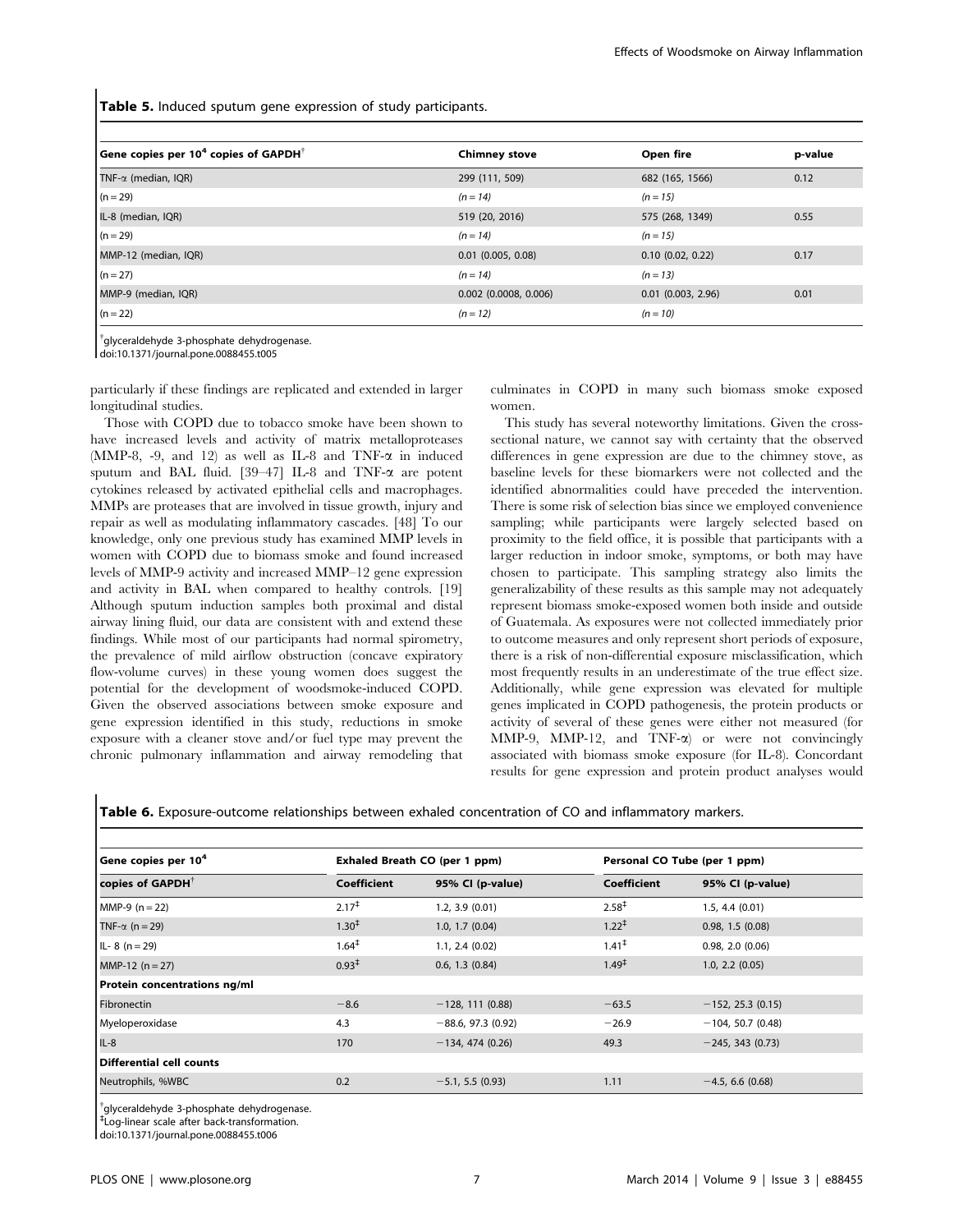**Table 5.** Induced sputum gene expression of study participants.

| Gene copies per $10^4$ copies of GAPDH[†] | Chimney stove | Open fire | p-value |
|---|---|---|---|
| TNF-α (median, IQR) | 299 (111, 509) | 682 (165, 1566) | 0.12 |
| (n = 29) | *(n = 14)* | *(n = 15)* | |
| IL-8 (median, IQR) | 519 (20, 2016) | 575 (268, 1349) | 0.55 |
| (n = 29) | *(n = 14)* | *(n = 15)* | |
| MMP-12 (median, IQR) | 0.01 (0.005, 0.08) | 0.10 (0.02, 0.22) | 0.17 |
| (n = 27) | *(n = 14)* | *(n = 13)* | |
| MMP-9 (median, IQR) | 0.002 (0.0008, 0.006) | 0.01 (0.003, 2.96) | 0.01 |
| (n = 22) | *(n = 12)* | *(n = 10)* | |

[†]glyceraldehyde 3-phosphate dehydrogenase.
doi:10.1371/journal.pone.0088455.t005

particularly if these findings are replicated and extended in larger longitudinal studies.

Those with COPD due to tobacco smoke have been shown to have increased levels and activity of matrix metalloproteases (MMP-8, -9, and 12) as well as IL-8 and TNF-α in induced sputum and BAL fluid. [39–47] IL-8 and TNF-α are potent cytokines released by activated epithelial cells and macrophages. MMPs are proteases that are involved in tissue growth, injury and repair as well as modulating inflammatory cascades. [48] To our knowledge, only one previous study has examined MMP levels in women with COPD due to biomass smoke and found increased levels of MMP-9 activity and increased MMP–12 gene expression and activity in BAL when compared to healthy controls. [19] Although sputum induction samples both proximal and distal airway lining fluid, our data are consistent with and extend these findings. While most of our participants had normal spirometry, the prevalence of mild airflow obstruction (concave expiratory flow-volume curves) in these young women does suggest the potential for the development of woodsmoke-induced COPD. Given the observed associations between smoke exposure and gene expression identified in this study, reductions in smoke exposure with a cleaner stove and/or fuel type may prevent the chronic pulmonary inflammation and airway remodeling that culminates in COPD in many such biomass smoke exposed women.

This study has several noteworthy limitations. Given the cross-sectional nature, we cannot say with certainty that the observed differences in gene expression are due to the chimney stove, as baseline levels for these biomarkers were not collected and the identified abnormalities could have preceded the intervention. There is some risk of selection bias since we employed convenience sampling; while participants were largely selected based on proximity to the field office, it is possible that participants with a larger reduction in indoor smoke, symptoms, or both may have chosen to participate. This sampling strategy also limits the generalizability of these results as this sample may not adequately represent biomass smoke-exposed women both inside and outside of Guatemala. As exposures were not collected immediately prior to outcome measures and only represent short periods of exposure, there is a risk of non-differential exposure misclassification, which most frequently results in an underestimate of the true effect size. Additionally, while gene expression was elevated for multiple genes implicated in COPD pathogenesis, the protein products or activity of several of these genes were either not measured (for MMP-9, MMP-12, and TNF-α) or were not convincingly associated with biomass smoke exposure (for IL-8). Concordant results for gene expression and protein product analyses would

**Table 6.** Exposure-outcome relationships between exhaled concentration of CO and inflammatory markers.

| Gene copies per $10^4$ | Exhaled Breath CO (per 1 ppm) | | Personal CO Tube (per 1 ppm) | |
|---|---|---|---|---|
| **copies of GAPDH[†]** | **Coefficient** | **95% CI (p-value)** | **Coefficient** | **95% CI (p-value)** |
| MMP-9 (n = 22) | 2.17[‡] | 1.2, 3.9 (0.01) | 2.58[‡] | 1.5, 4.4 (0.01) |
| TNF-α (n = 29) | 1.30[‡] | 1.0, 1.7 (0.04) | 1.22[‡] | 0.98, 1.5 (0.08) |
| IL- 8 (n = 29) | 1.64[‡] | 1.1, 2.4 (0.02) | 1.41[‡] | 0.98, 2.0 (0.06) |
| MMP-12 (n = 27) | 0.93[‡] | 0.6, 1.3 (0.84) | 1.49[‡] | 1.0, 2.2 (0.05) |
| **Protein concentrations ng/ml** | | | | |
| Fibronectin | −8.6 | −128, 111 (0.88) | −63.5 | −152, 25.3 (0.15) |
| Myeloperoxidase | 4.3 | −88.6, 97.3 (0.92) | −26.9 | −104, 50.7 (0.48) |
| IL-8 | 170 | −134, 474 (0.26) | 49.3 | −245, 343 (0.73) |
| **Differential cell counts** | | | | |
| Neutrophils, %WBC | 0.2 | −5.1, 5.5 (0.93) | 1.11 | −4.5, 6.6 (0.68) |

[†]glyceraldehyde 3-phosphate dehydrogenase.
[‡]Log-linear scale after back-transformation.
doi:10.1371/journal.pone.0088455.t006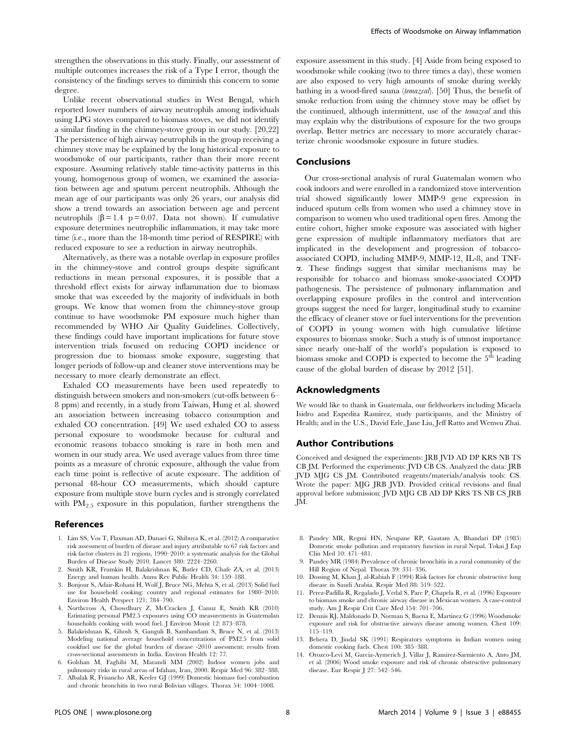strengthen the observations in this study. Finally, our assessment of multiple outcomes increases the risk of a Type I error, though the consistency of the findings serves to diminish this concern to some degree.

Unlike recent observational studies in West Bengal, which reported lower numbers of airway neutrophils among individuals using LPG stoves compared to biomass stoves, we did not identify a similar finding in the chimney-stove group in our study. [20,22] The persistence of high airway neutrophils in the group receiving a chimney stove may be explained by the long historical exposure to woodsmoke of our participants, rather than their more recent exposure. Assuming relatively stable time-activity patterns in this young, homogenous group of women, we examined the association between age and sputum percent neutrophils. Although the mean age of our participants was only 26 years, our analysis did show a trend towards an association between age and percent neutrophils ($\beta = 1.4$ $p = 0.07$. Data not shown). If cumulative exposure determines neutrophilic inflammation, it may take more time (i.e., more than the 18-month time period of RESPIRE) with reduced exposure to see a reduction in airway neutrophils.

Alternatively, as there was a notable overlap in exposure profiles in the chimney-stove and control groups despite significant reductions in mean personal exposures, it is possible that a threshold effect exists for airway inflammation due to biomass smoke that was exceeded by the majority of individuals in both groups. We know that women from the chimney-stove group continue to have woodsmoke PM exposure much higher than recommended by WHO Air Quality Guidelines. Collectively, these findings could have important implications for future stove intervention trials focused on reducing COPD incidence or progression due to biomass smoke exposure, suggesting that longer periods of follow-up and cleaner stove interventions may be necessary to more clearly demonstrate an effect.

Exhaled CO measurements have been used repeatedly to distinguish between smokers and non-smokers (cut-offs between 6–8 ppm) and recently, in a study from Taiwan, Hung et al. showed an association between increasing tobacco consumption and exhaled CO concentration. [49] We used exhaled CO to assess personal exposure to woodsmoke because for cultural and economic reasons tobacco smoking is rare in both men and women in our study area. We used average values from three time points as a measure of chronic exposure, although the value from each time point is reflective of acute exposure. The addition of personal 48-hour CO measurements, which should capture exposure from multiple stove burn cycles and is strongly correlated with $PM_{2.5}$ exposure in this population, further strengthens the exposure assessment in this study. [4] Aside from being exposed to woodsmoke while cooking (two to three times a day), these women are also exposed to very high amounts of smoke during weekly bathing in a wood-fired sauna (*temazcal*). [50] Thus, the benefit of smoke reduction from using the chimney stove may be offset by the continued, although intermittent, use of the *temazcal* and this may explain why the distributions of exposure for the two groups overlap. Better metrics are necessary to more accurately characterize chronic woodsmoke exposure in future studies.

## Conclusions

Our cross-sectional analysis of rural Guatemalan women who cook indoors and were enrolled in a randomized stove intervention trial showed significantly lower MMP-9 gene expression in induced sputum cells from women who used a chimney stove in comparison to women who used traditional open fires. Among the entire cohort, higher smoke exposure was associated with higher gene expression of multiple inflammatory mediators that are implicated in the development and progression of tobacco-associated COPD, including MMP-9, MMP-12, IL-8, and TNF-$\alpha$. These findings suggest that similar mechanisms may be responsible for tobacco and biomass smoke-associated COPD pathogenesis. The persistence of pulmonary inflammation and overlapping exposure profiles in the control and intervention groups suggest the need for larger, longitudinal study to examine the efficacy of cleaner stove or fuel interventions for the prevention of COPD in young women with high cumulative lifetime exposures to biomass smoke. Such a study is of utmost importance since nearly one-half of the world's population is exposed to biomass smoke and COPD is expected to become the 5th leading cause of the global burden of disease by 2012 [51].

## Acknowledgments

We would like to thank in Guatemala, our fieldworkers including Micaela Isidro and Expedita Ramirez, study participants, and the Ministry of Health; and in the U.S., David Erle, Jane Liu, Jeff Ratto and Wenwu Zhai.

## Author Contributions

Conceived and designed the experiments: JRB JVD AD DP KRS NB TS CB JM. Performed the experiments: JVD CB CS. Analyzed the data: JRB JVD MJG CS JM. Contributed reagents/materials/analysis tools: CS. Wrote the paper: MJG JRB JVD. Provided critical revisions and final approval before submission: JVD MJG CB AD DP KRS TS NB CS JRB JM.

## References

1. Lim SS, Vos T, Flaxman AD, Danaei G, Shibuya K, et al. (2012) A comparative risk assessment of burden of disease and injury attributable to 67 risk factors and risk factor clusters in 21 regions, 1990–2010: a systematic analysis for the Global Burden of Disease Study 2010. Lancet 380: 2224–2260.
2. Smith KR, Frumkin H, Balakrishnan K, Butler CD, Chafe ZA, et al. (2013) Energy and human health. Annu Rev Public Health 34: 159–188.
3. Bonjour S, Adair-Rohani H, Wolf J, Bruce NG, Mehta S, et al. (2013) Solid fuel use for household cooking: country and regional estimates for 1980–2010. Environ Health Perspect 121: 784–790.
4. Northcross A, Chowdhury Z, McCracken J, Canuz E, Smith KR (2010) Estimating personal PM2.5 exposures using CO measurements in Guatemalan households cooking with wood fuel. J Environ Monit 12: 873–878.
5. Balakrishnan K, Ghosh S, Ganguli B, Sambandam S, Bruce N, et al. (2013) Modeling national average household concentrations of PM2.5 from solid cookfuel use for the global burden of disease -2010 assessment: results from cross-sectional assessments in India. Environ Health 12: 77.
6. Golshan M, Faghihi M, Marandi MM (2002) Indoor women jobs and pulmonary risks in rural areas of Isfahan, Iran, 2000. Respir Med 96: 382–388.
7. Albalak R, Frisancho AR, Keeler GJ (1999) Domestic biomass fuel combustion and chronic bronchitis in two rural Bolivian villages. Thorax 54: 1004–1008.
8. Pandey MR, Regmi HN, Neupane RP, Gautam A, Bhandari DP (1985) Domestic smoke pollution and respiratory function in rural Nepal. Tokai J Exp Clin Med 10: 471–481.
9. Pandey MR (1984) Prevalence of chronic bronchitis in a rural community of the Hill Region of Nepal. Thorax 39: 331–336.
10. Dossing M, Khan J, al-Rabiah F (1994) Risk factors for chronic obstructive lung disease in Saudi Arabia. Respir Med 88: 519–522.
11. Perez-Padilla R, Regalado J, Vedal S, Pare P, Chapela R, et al. (1996) Exposure to biomass smoke and chronic airway disease in Mexican women. A case-control study. Am J Respir Crit Care Med 154: 701–706.
12. Dennis RJ, Maldonado D, Norman S, Baena E, Martinez G (1996) Woodsmoke exposure and risk for obstructive airways disease among women. Chest 109: 115–119.
13. Behera D, Jindal SK (1991) Respiratory symptoms in Indian women using domestic cooking fuels. Chest 100: 385–388.
14. Orozco-Levi M, Garcia-Aymerich J, Villar J, Ramirez-Sarmiento A, Anto JM, et al. (2006) Wood smoke exposure and risk of chronic obstructive pulmonary disease. Eur Respir J 27: 542–546.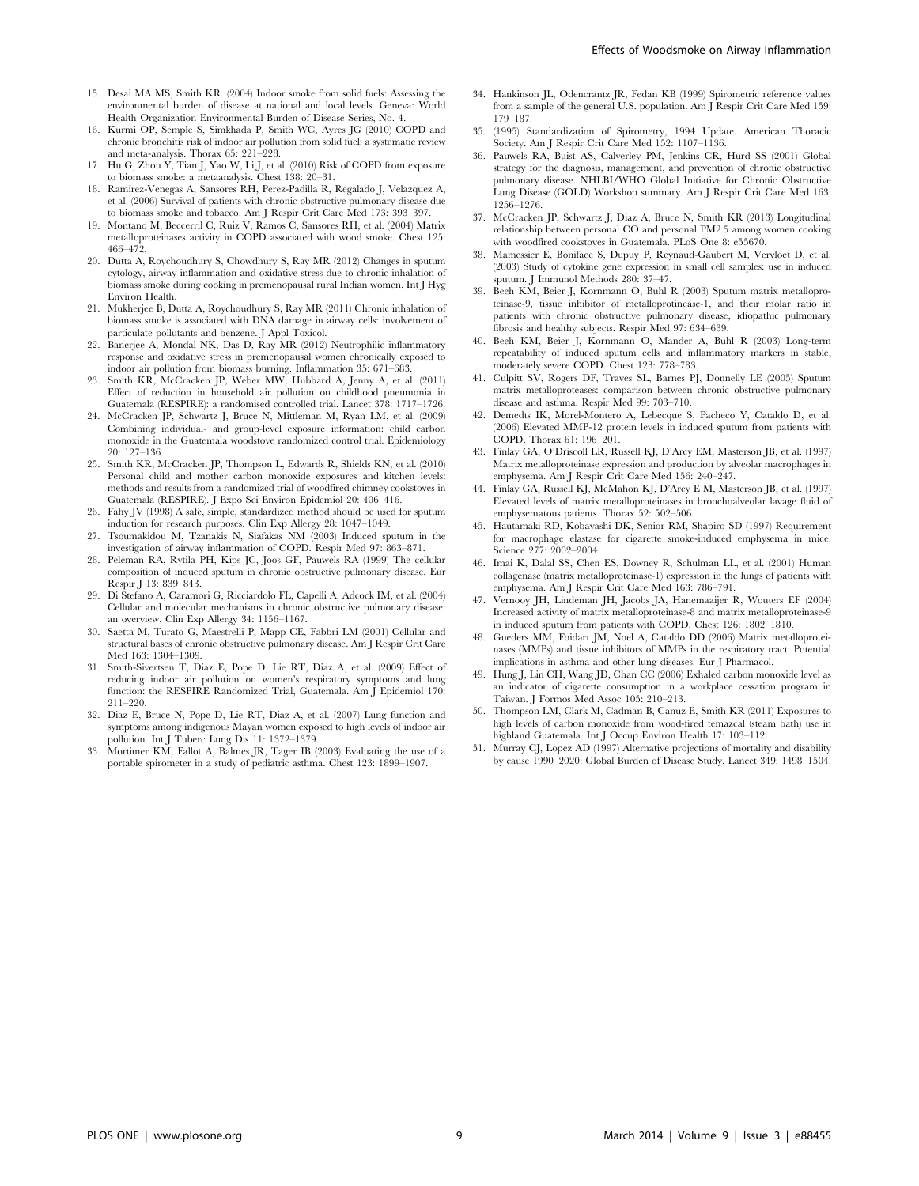15. Desai MA MS, Smith KR. (2004) Indoor smoke from solid fuels: Assessing the environmental burden of disease at national and local levels. Geneva: World Health Organization Environmental Burden of Disease Series, No. 4.
16. Kurmi OP, Semple S, Simkhada P, Smith WC, Ayres JG (2010) COPD and chronic bronchitis risk of indoor air pollution from solid fuel: a systematic review and meta-analysis. Thorax 65: 221–228.
17. Hu G, Zhou Y, Tian J, Yao W, Li J, et al. (2010) Risk of COPD from exposure to biomass smoke: a metaanalysis. Chest 138: 20–31.
18. Ramirez-Venegas A, Sansores RH, Perez-Padilla R, Regalado J, Velazquez A, et al. (2006) Survival of patients with chronic obstructive pulmonary disease due to biomass smoke and tobacco. Am J Respir Crit Care Med 173: 393–397.
19. Montano M, Beccerril C, Ruiz V, Ramos C, Sansores RH, et al. (2004) Matrix metalloproteinases activity in COPD associated with wood smoke. Chest 125: 466–472.
20. Dutta A, Roychoudhury S, Chowdhury S, Ray MR (2012) Changes in sputum cytology, airway inflammation and oxidative stress due to chronic inhalation of biomass smoke during cooking in premenopausal rural Indian women. Int J Hyg Environ Health.
21. Mukherjee B, Dutta A, Roychoudhury S, Ray MR (2011) Chronic inhalation of biomass smoke is associated with DNA damage in airway cells: involvement of particulate pollutants and benzene. J Appl Toxicol.
22. Banerjee A, Mondal NK, Das D, Ray MR (2012) Neutrophilic inflammatory response and oxidative stress in premenopausal women chronically exposed to indoor air pollution from biomass burning. Inflammation 35: 671–683.
23. Smith KR, McCracken JP, Weber MW, Hubbard A, Jenny A, et al. (2011) Effect of reduction in household air pollution on childhood pneumonia in Guatemala (RESPIRE): a randomised controlled trial. Lancet 378: 1717–1726.
24. McCracken JP, Schwartz J, Bruce N, Mittleman M, Ryan LM, et al. (2009) Combining individual- and group-level exposure information: child carbon monoxide in the Guatemala woodstove randomized control trial. Epidemiology 20: 127–136.
25. Smith KR, McCracken JP, Thompson L, Edwards R, Shields KN, et al. (2010) Personal child and mother carbon monoxide exposures and kitchen levels: methods and results from a randomized trial of woodfired chimney cookstoves in Guatemala (RESPIRE). J Expo Sci Environ Epidemiol 20: 406–416.
26. Fahy JV (1998) A safe, simple, standardized method should be used for sputum induction for research purposes. Clin Exp Allergy 28: 1047–1049.
27. Tsoumakidou M, Tzanakis N, Siafakas NM (2003) Induced sputum in the investigation of airway inflammation of COPD. Respir Med 97: 863–871.
28. Peleman RA, Rytila PH, Kips JC, Joos GF, Pauwels RA (1999) The cellular composition of induced sputum in chronic obstructive pulmonary disease. Eur Respir J 13: 839–843.
29. Di Stefano A, Caramori G, Ricciardolo FL, Capelli A, Adcock IM, et al. (2004) Cellular and molecular mechanisms in chronic obstructive pulmonary disease: an overview. Clin Exp Allergy 34: 1156–1167.
30. Saetta M, Turato G, Maestrelli P, Mapp CE, Fabbri LM (2001) Cellular and structural bases of chronic obstructive pulmonary disease. Am J Respir Crit Care Med 163: 1304–1309.
31. Smith-Sivertsen T, Diaz E, Pope D, Lie RT, Diaz A, et al. (2009) Effect of reducing indoor air pollution on women's respiratory symptoms and lung function: the RESPIRE Randomized Trial, Guatemala. Am J Epidemiol 170: 211–220.
32. Diaz E, Bruce N, Pope D, Lie RT, Diaz A, et al. (2007) Lung function and symptoms among indigenous Mayan women exposed to high levels of indoor air pollution. Int J Tuberc Lung Dis 11: 1372–1379.
33. Mortimer KM, Fallot A, Balmes JR, Tager IB (2003) Evaluating the use of a portable spirometer in a study of pediatric asthma. Chest 123: 1899–1907.
34. Hankinson JL, Odencrantz JR, Fedan KB (1999) Spirometric reference values from a sample of the general U.S. population. Am J Respir Crit Care Med 159: 179–187.
35. (1995) Standardization of Spirometry, 1994 Update. American Thoracic Society. Am J Respir Crit Care Med 152: 1107–1136.
36. Pauwels RA, Buist AS, Calverley PM, Jenkins CR, Hurd SS (2001) Global strategy for the diagnosis, management, and prevention of chronic obstructive pulmonary disease. NHLBI/WHO Global Initiative for Chronic Obstructive Lung Disease (GOLD) Workshop summary. Am J Respir Crit Care Med 163: 1256–1276.
37. McCracken JP, Schwartz J, Diaz A, Bruce N, Smith KR (2013) Longitudinal relationship between personal CO and personal PM2.5 among women cooking with woodfired cookstoves in Guatemala. PLoS One 8: e55670.
38. Mamessier E, Boniface S, Dupuy P, Reynaud-Gaubert M, Vervloet D, et al. (2003) Study of cytokine gene expression in small cell samples: use in induced sputum. J Immunol Methods 280: 37–47.
39. Beeh KM, Beier J, Kornmann O, Buhl R (2003) Sputum matrix metalloproteinase-9, tissue inhibitor of metalloprotinease-1, and their molar ratio in patients with chronic obstructive pulmonary disease, idiopathic pulmonary fibrosis and healthy subjects. Respir Med 97: 634–639.
40. Beeh KM, Beier J, Kornmann O, Mander A, Buhl R (2003) Long-term repeatability of induced sputum cells and inflammatory markers in stable, moderately severe COPD. Chest 123: 778–783.
41. Culpitt SV, Rogers DF, Traves SL, Barnes PJ, Donnelly LE (2005) Sputum matrix metalloproteases: comparison between chronic obstructive pulmonary disease and asthma. Respir Med 99: 703–710.
42. Demedts IK, Morel-Montero A, Lebecque S, Pacheco Y, Cataldo D, et al. (2006) Elevated MMP-12 protein levels in induced sputum from patients with COPD. Thorax 61: 196–201.
43. Finlay GA, O'Driscoll LR, Russell KJ, D'Arcy EM, Masterson JB, et al. (1997) Matrix metalloproteinase expression and production by alveolar macrophages in emphysema. Am J Respir Crit Care Med 156: 240–247.
44. Finlay GA, Russell KJ, McMahon KJ, D'Arcy E M, Masterson JB, et al. (1997) Elevated levels of matrix metalloproteinases in bronchoalveolar lavage fluid of emphysematous patients. Thorax 52: 502–506.
45. Hautamaki RD, Kobayashi DK, Senior RM, Shapiro SD (1997) Requirement for macrophage elastase for cigarette smoke-induced emphysema in mice. Science 277: 2002–2004.
46. Imai K, Dalal SS, Chen ES, Downey R, Schulman LL, et al. (2001) Human collagenase (matrix metalloproteinase-1) expression in the lungs of patients with emphysema. Am J Respir Crit Care Med 163: 786–791.
47. Vernooy JH, Lindeman JH, Jacobs JA, Hanemaaijer R, Wouters EF (2004) Increased activity of matrix metalloproteinase-8 and matrix metalloproteinase-9 in induced sputum from patients with COPD. Chest 126: 1802–1810.
48. Gueders MM, Foidart JM, Noel A, Cataldo DD (2006) Matrix metalloproteinases (MMPs) and tissue inhibitors of MMPs in the respiratory tract: Potential implications in asthma and other lung diseases. Eur J Pharmacol.
49. Hung J, Lin CH, Wang JD, Chan CC (2006) Exhaled carbon monoxide level as an indicator of cigarette consumption in a workplace cessation program in Taiwan. J Formos Med Assoc 105: 210–213.
50. Thompson LM, Clark M, Cadman B, Canuz E, Smith KR (2011) Exposures to high levels of carbon monoxide from wood-fired temazcal (steam bath) use in highland Guatemala. Int J Occup Environ Health 17: 103–112.
51. Murray CJ, Lopez AD (1997) Alternative projections of mortality and disability by cause 1990–2020: Global Burden of Disease Study. Lancet 349: 1498–1504.